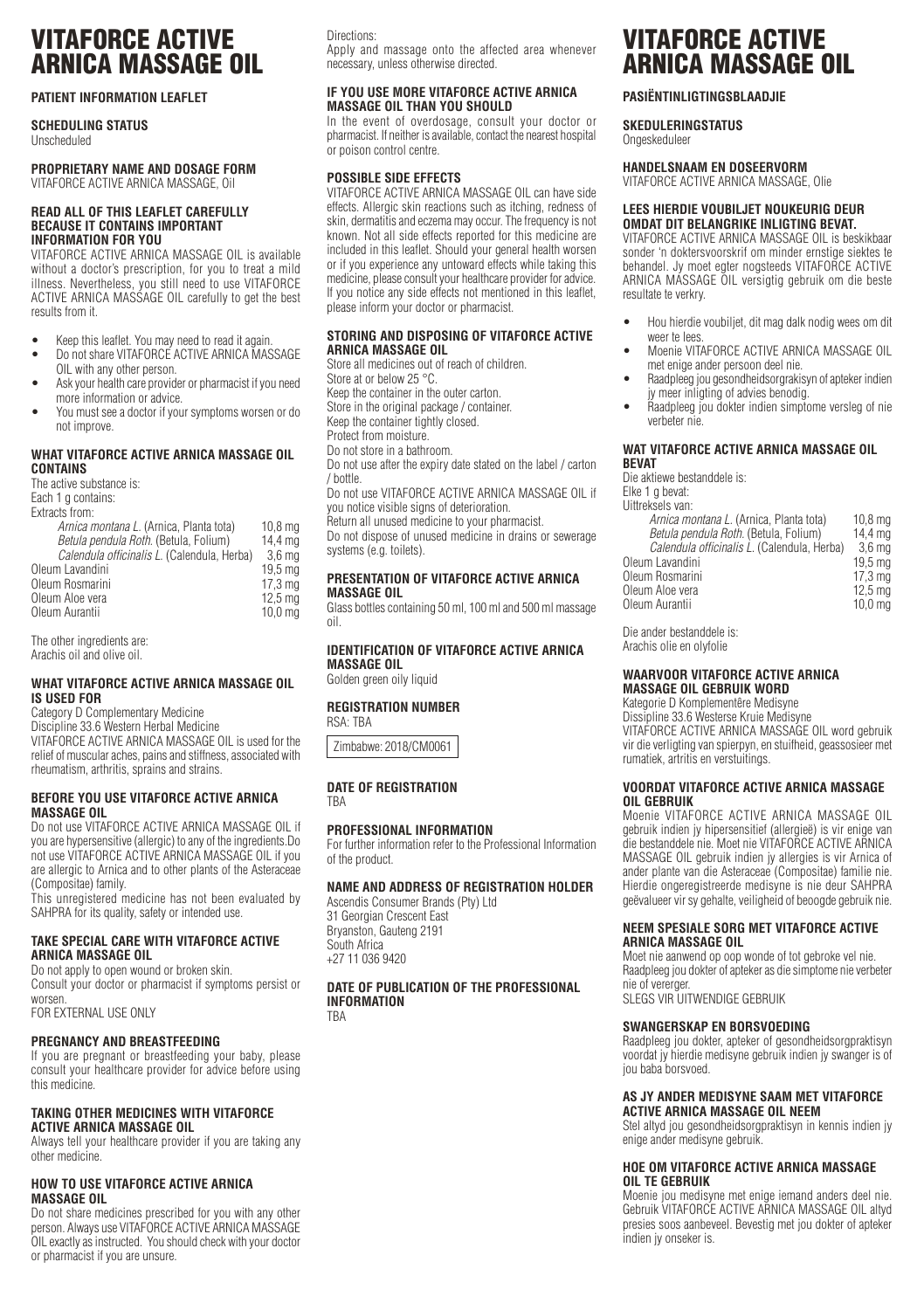# VITAFORCE ACTIVE ARNICA MASSAGE OIL

**PATIENT INFORMATION LEAFLET**

**SCHEDULING STATUS**
Unscheduled

**PROPRIETARY NAME AND DOSAGE FORM**
VITAFORCE ACTIVE ARNICA MASSAGE, Oil

**READ ALL OF THIS LEAFLET CAREFULLY BECAUSE IT CONTAINS IMPORTANT INFORMATION FOR YOU**

VITAFORCE ACTIVE ARNICA MASSAGE OIL is available without a doctor's prescription, for you to treat a mild illness. Nevertheless, you still need to use VITAFORCE ACTIVE ARNICA MASSAGE OIL carefully to get the best results from it.

- Keep this leaflet. You may need to read it again.
- Do not share VITAFORCE ACTIVE ARNICA MASSAGE OIL with any other person.
- Ask your health care provider or pharmacist if you need more information or advice.
- You must see a doctor if your symptoms worsen or do not improve.

**WHAT VITAFORCE ACTIVE ARNICA MASSAGE OIL CONTAINS**

The active substance is:
Each 1 g contains:
Extracts from:

| | |
|---|---|
| *Arnica montana L.* (Arnica, Planta tota) | 10,8 mg |
| *Betula pendula Roth.* (Betula, Folium) | 14,4 mg |
| *Calendula officinalis L.* (Calendula, Herba) | 3,6 mg |
| Oleum Lavandini | 19,5 mg |
| Oleum Rosmarini | 17,3 mg |
| Oleum Aloe vera | 12,5 mg |
| Oleum Aurantii | 10,0 mg |

The other ingredients are:
Arachis oil and olive oil.

**WHAT VITAFORCE ACTIVE ARNICA MASSAGE OIL IS USED FOR**

Category D Complementary Medicine
Discipline 33.6 Western Herbal Medicine
VITAFORCE ACTIVE ARNICA MASSAGE OIL is used for the relief of muscular aches, pains and stiffness, associated with rheumatism, arthritis, sprains and strains.

**BEFORE YOU USE VITAFORCE ACTIVE ARNICA MASSAGE OIL**

Do not use VITAFORCE ACTIVE ARNICA MASSAGE OIL if you are hypersensitive (allergic) to any of the ingredients.Do not use VITAFORCE ACTIVE ARNICA MASSAGE OIL if you are allergic to Arnica and to other plants of the Asteraceae (Compositae) family.
This unregistered medicine has not been evaluated by SAHPRA for its quality, safety or intended use.

**TAKE SPECIAL CARE WITH VITAFORCE ACTIVE ARNICA MASSAGE OIL**

Do not apply to open wound or broken skin.
Consult your doctor or pharmacist if symptoms persist or worsen.
FOR EXTERNAL USE ONLY

**PREGNANCY AND BREASTFEEDING**

If you are pregnant or breastfeeding your baby, please consult your healthcare provider for advice before using this medicine.

**TAKING OTHER MEDICINES WITH VITAFORCE ACTIVE ARNICA MASSAGE OIL**

Always tell your healthcare provider if you are taking any other medicine.

**HOW TO USE VITAFORCE ACTIVE ARNICA MASSAGE OIL**

Do not share medicines prescribed for you with any other person. Always use VITAFORCE ACTIVE ARNICA MASSAGE OIL exactly as instructed. You should check with your doctor or pharmacist if you are unsure.

Directions:
Apply and massage onto the affected area whenever necessary, unless otherwise directed.

**IF YOU USE MORE VITAFORCE ACTIVE ARNICA MASSAGE OIL THAN YOU SHOULD**

In the event of overdosage, consult your doctor or pharmacist. If neither is available, contact the nearest hospital or poison control centre.

**POSSIBLE SIDE EFFECTS**

VITAFORCE ACTIVE ARNICA MASSAGE OIL can have side effects. Allergic skin reactions such as itching, redness of skin, dermatitis and eczema may occur. The frequency is not known. Not all side effects reported for this medicine are included in this leaflet. Should your general health worsen or if you experience any untoward effects while taking this medicine, please consult your healthcare provider for advice. If you notice any side effects not mentioned in this leaflet, please inform your doctor or pharmacist.

**STORING AND DISPOSING OF VITAFORCE ACTIVE ARNICA MASSAGE OIL**

Store all medicines out of reach of children.
Store at or below 25 °C.
Keep the container in the outer carton.
Store in the original package / container.
Keep the container tightly closed.
Protect from moisture.
Do not store in a bathroom.
Do not use after the expiry date stated on the label / carton / bottle.
Do not use VITAFORCE ACTIVE ARNICA MASSAGE OIL if you notice visible signs of deterioration.
Return all unused medicine to your pharmacist.
Do not dispose of unused medicine in drains or sewerage systems (e.g. toilets).

**PRESENTATION OF VITAFORCE ACTIVE ARNICA MASSAGE OIL**

Glass bottles containing 50 ml, 100 ml and 500 ml massage oil.

**IDENTIFICATION OF VITAFORCE ACTIVE ARNICA MASSAGE OIL**

Golden green oily liquid

**REGISTRATION NUMBER**

RSA: TBA

Zimbabwe: 2018/CM0061

**DATE OF REGISTRATION**

TBA

**PROFESSIONAL INFORMATION**

For further information refer to the Professional Information of the product.

**NAME AND ADDRESS OF REGISTRATION HOLDER**

Ascendis Consumer Brands (Pty) Ltd
31 Georgian Crescent East
Bryanston, Gauteng 2191
South Africa
+27 11 036 9420

**DATE OF PUBLICATION OF THE PROFESSIONAL INFORMATION**

TBA

# VITAFORCE ACTIVE ARNICA MASSAGE OIL

**PASIËNTINLIGTINGSBLAADJIE**

**SKEDULERINGSTATUS**
Ongeskeduleer

**HANDELSNAAM EN DOSEERVORM**
VITAFORCE ACTIVE ARNICA MASSAGE, Olie

**LEES HIERDIE VOUBILJET NOUKEURIG DEUR OMDAT DIT BELANGRIKE INLIGTING BEVAT.**

VITAFORCE ACTIVE ARNICA MASSAGE OIL is beskikbaar sonder 'n doktersvoorskrif om minder ernstige siektes te behandel. Jy moet egter nogsteeds VITAFORCE ACTIVE ARNICA MASSAGE OIL versigtig gebruik om die beste resultate te verkry.

- Hou hierdie voubiljet, dit mag dalk nodig wees om dit weer te lees.
- Moenie VITAFORCE ACTIVE ARNICA MASSAGE OIL met enige ander persoon deel nie.
- Raadpleeg jou gesondheidsorgrakisyn of apteker indien jy meer inligting of advies benodig.
- Raadpleeg jou dokter indien simptome versleg of nie verbeter nie.

**WAT VITAFORCE ACTIVE ARNICA MASSAGE OIL BEVAT**

Die aktiewe bestanddele is:
Elke 1 g bevat:
Uittreksels van:

| | |
|---|---|
| *Arnica montana L.* (Arnica, Planta tota) | 10,8 mg |
| *Betula pendula Roth.* (Betula, Folium) | 14,4 mg |
| *Calendula officinalis L.* (Calendula, Herba) | 3,6 mg |
| Oleum Lavandini | 19,5 mg |
| Oleum Rosmarini | 17,3 mg |
| Oleum Aloe vera | 12,5 mg |
| Oleum Aurantii | 10,0 mg |

Die ander bestanddele is:
Arachis olie en olyfolie

**WAARVOOR VITAFORCE ACTIVE ARNICA MASSAGE OIL GEBRUIK WORD**

Kategorie D Komplementêre Medisyne
Dissipline 33.6 Westerse Kruie Medisyne
VITAFORCE ACTIVE ARNICA MASSAGE OIL word gebruik vir die verligting van spierpyn, en stuifheid, geassosieer met rumatiek, artritis en verstuitings.

**VOORDAT VITAFORCE ACTIVE ARNICA MASSAGE OIL GEBRUIK**

Moenie VITAFORCE ACTIVE ARNICA MASSAGE OIL gebruik indien jy hipersensitief (allergieë) is vir enige van die bestanddele nie. Moet nie VITAFORCE ACTIVE ARNICA MASSAGE OIL gebruik indien jy allergies is vir Arnica of ander plante van die Asteraceae (Compositae) familie nie. Hierdie ongeregistreerde medisyne is nie deur SAHPRA geëvalueer vir sy gehalte, veiligheid of beoogde gebruik nie.

**NEEM SPESIALE SORG MET VITAFORCE ACTIVE ARNICA MASSAGE OIL**

Moet nie aanwend op oop wonde of tot gebroke vel nie.
Raadpleeg jou dokter of apteker as die simptome nie verbeter nie of vererger.
SLEGS VIR UITWENDIGE GEBRUIK

**SWANGERSKAP EN BORSVOEDING**

Raadpleeg jou dokter, apteker of gesondheidsorgpraktisyn voordat jy hierdie medisyne gebruik indien jy swanger is of jou baba borsvoed.

**AS JY ANDER MEDISYNE SAAM MET VITAFORCE ACTIVE ARNICA MASSAGE OIL NEEM**

Stel altyd jou gesondheidsorgpraktisyn in kennis indien jy enige ander medisyne gebruik.

**HOE OM VITAFORCE ACTIVE ARNICA MASSAGE OIL TE GEBRUIK**

Moenie jou medisyne met enige iemand anders deel nie. Gebruik VITAFORCE ACTIVE ARNICA MASSAGE OIL altyd presies soos aanbeveel. Bevestig met jou dokter of apteker indien jy onseker is.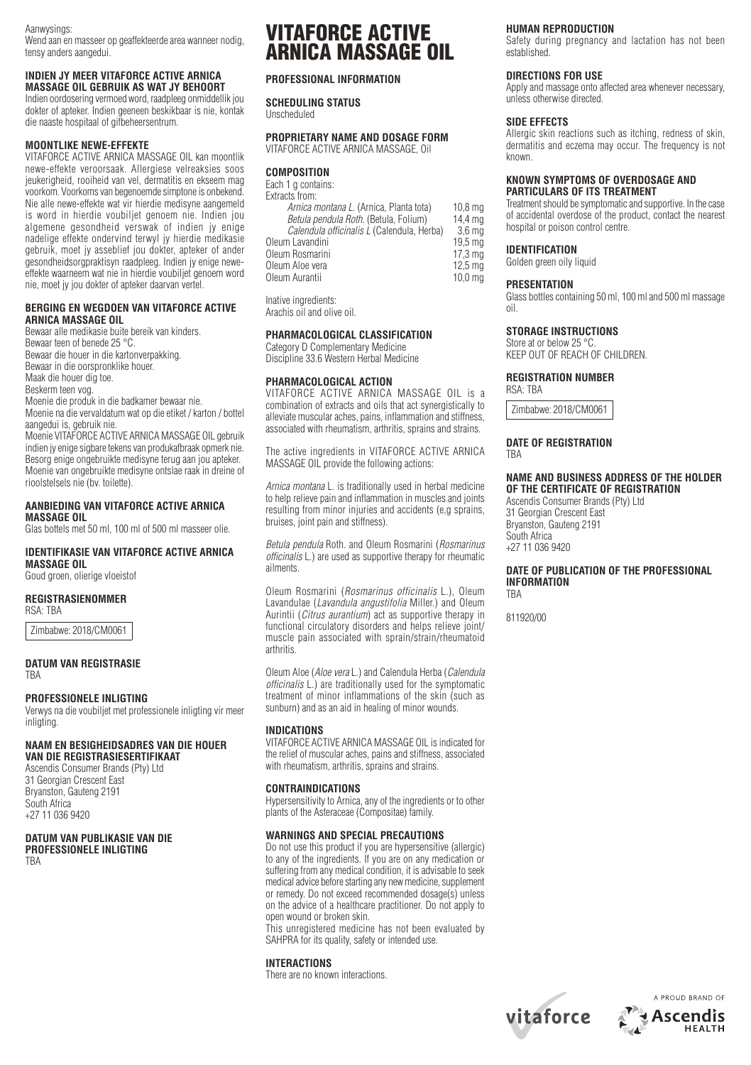Aanwysings:
Wend aan en masseer op geaffekteerde area wanneer nodig, tensy anders aangedui.

#### INDIEN JY MEER VITAFORCE ACTIVE ARNICA MASSAGE OIL GEBRUIK AS WAT JY BEHOORT

Indien oordosering vermoed word, raadpleeg onmiddellik jou dokter of apteker. Indien geeneen beskikbaar is nie, kontak die naaste hospitaal of gifbeheersentrum.

#### MOONTLIKE NEWE-EFFEKTE

VITAFORCE ACTIVE ARNICA MASSAGE OIL kan moontlik newe-effekte veroorsaak. Allergiese velreaksies soos jeukerigheid, rooiheid van vel, dermatitis en ekseem mag voorkom. Voorkoms van begenoemde simptone is onbekend. Nie alle newe-effekte wat vir hierdie medisyne aangemeld is word in hierdie voubiljet genoem nie. Indien jou algemene gesondheid verswak of indien jy enige nadelige effekte ondervind terwyl jy hierdie medikasie gebruik, moet jy asseblief jou dokter, apteker of ander gesondheidsorgpraktisyn raadpleeg. Indien jy enige newe-effekte waarneem wat nie in hierdie voubiljet genoem word nie, moet jy jou dokter of apteker daarvan vertel.

#### BERGING EN WEGDOEN VAN VITAFORCE ACTIVE ARNICA MASSAGE OIL

Bewaar alle medikasie buite bereik van kinders.
Bewaar teen of benede 25 °C.
Bewaar die houer in die kartonverpakking.
Bewaar in die oorspronklike houer.
Maak die houer dig toe.
Beskerm teen vog.
Moenie die produk in die badkamer bewaar nie.
Moenie na die vervaldatum wat op die etiket / karton / bottel aangedui is, gebruik nie.
Moenie VITAFORCE ACTIVE ARNICA MASSAGE OIL gebruik indien jy enige sigbare tekens van produkafbraak opmerk nie.
Besorg enige ongebruikte medisyne terug aan jou apteker.
Moenie van ongebruikte medisyne ontslae raak in dreine of rioolstelsels nie (bv. toilette).

#### AANBIEDING VAN VITAFORCE ACTIVE ARNICA MASSAGE OIL

Glas bottels met 50 ml, 100 ml of 500 ml masseer olie.

#### IDENTIFIKASIE VAN VITAFORCE ACTIVE ARNICA MASSAGE OIL

Goud groen, olierige vloeistof

#### REGISTRASIENOMMER

RSA: TBA

Zimbabwe: 2018/CM0061

#### DATUM VAN REGISTRASIE

TBA

#### PROFESSIONELE INLIGTING

Verwys na die voubiljet met professionele inligting vir meer inligting.

#### NAAM EN BESIGHEIDSADRES VAN DIE HOUER VAN DIE REGISTRASIESERTIFIKAAT

Ascendis Consumer Brands (Pty) Ltd
31 Georgian Crescent East
Bryanston, Gauteng 2191
South Africa
+27 11 036 9420

#### DATUM VAN PUBLIKASIE VAN DIE PROFESSIONELE INLIGTING

TBA

# VITAFORCE ACTIVE ARNICA MASSAGE OIL

#### PROFESSIONAL INFORMATION

#### SCHEDULING STATUS

Unscheduled

#### PROPRIETARY NAME AND DOSAGE FORM

VITAFORCE ACTIVE ARNICA MASSAGE, Oil

#### COMPOSITION

Each 1 g contains:
Extracts from:

| | |
|---|---|
| *Arnica montana L.* (Arnica, Planta tota) | 10,8 mg |
| *Betula pendula Roth.* (Betula, Folium) | 14,4 mg |
| *Calendula officinalis L* (Calendula, Herba) | 3,6 mg |
| Oleum Lavandini | 19,5 mg |
| Oleum Rosmarini | 17,3 mg |
| Oleum Aloe vera | 12,5 mg |
| Oleum Aurantii | 10,0 mg |

Inative ingredients:
Arachis oil and olive oil.

#### PHARMACOLOGICAL CLASSIFICATION

Category D Complementary Medicine
Discipline 33.6 Western Herbal Medicine

#### PHARMACOLOGICAL ACTION

VITAFORCE ACTIVE ARNICA MASSAGE OIL is a combination of extracts and oils that act synergistically to alleviate muscular aches, pains, inflammation and stiffness, associated with rheumatism, arthritis, sprains and strains.

The active ingredients in VITAFORCE ACTIVE ARNICA MASSAGE OIL provide the following actions:

*Arnica montana* L. is traditionally used in herbal medicine to help relieve pain and inflammation in muscles and joints resulting from minor injuries and accidents (e,g sprains, bruises, joint pain and stiffness).

*Betula pendula* Roth. and Oleum Rosmarini (*Rosmarinus officinalis* L.) are used as supportive therapy for rheumatic ailments.

Oleum Rosmarini (*Rosmarinus officinalis* L.), Oleum Lavandulae (*Lavandula angustifolia* Miller.) and Oleum Aurintii (*Citrus aurantium*) act as supportive therapy in functional circulatory disorders and helps relieve joint/ muscle pain associated with sprain/strain/rheumatoid arthritis.

Oleum Aloe (*Aloe vera* L.) and Calendula Herba (*Calendula officinalis* L.) are traditionally used for the symptomatic treatment of minor inflammations of the skin (such as sunburn) and as an aid in healing of minor wounds.

#### INDICATIONS

VITAFORCE ACTIVE ARNICA MASSAGE OIL is indicated for the relief of muscular aches, pains and stiffness, associated with rheumatism, arthritis, sprains and strains.

#### CONTRAINDICATIONS

Hypersensitivity to Arnica, any of the ingredients or to other plants of the Asteraceae (Compositae) family.

#### WARNINGS AND SPECIAL PRECAUTIONS

Do not use this product if you are hypersensitive (allergic) to any of the ingredients. If you are on any medication or suffering from any medical condition, it is advisable to seek medical advice before starting any new medicine, supplement or remedy. Do not exceed recommended dosage(s) unless on the advice of a healthcare practitioner. Do not apply to open wound or broken skin.
This unregistered medicine has not been evaluated by SAHPRA for its quality, safety or intended use.

#### INTERACTIONS

There are no known interactions.

#### HUMAN REPRODUCTION

Safety during pregnancy and lactation has not been established.

#### DIRECTIONS FOR USE

Apply and massage onto affected area whenever necessary, unless otherwise directed.

#### SIDE EFFECTS

Allergic skin reactions such as itching, redness of skin, dermatitis and eczema may occur. The frequency is not known.

#### KNOWN SYMPTOMS OF OVERDOSAGE AND PARTICULARS OF ITS TREATMENT

Treatment should be symptomatic and supportive. In the case of accidental overdose of the product, contact the nearest hospital or poison control centre.

#### IDENTIFICATION

Golden green oily liquid

#### PRESENTATION

Glass bottles containing 50 ml, 100 ml and 500 ml massage oil.

#### STORAGE INSTRUCTIONS

Store at or below 25 °C.
KEEP OUT OF REACH OF CHILDREN.

#### REGISTRATION NUMBER

RSA: TBA

Zimbabwe: 2018/CM0061

#### DATE OF REGISTRATION

TBA

#### NAME AND BUSINESS ADDRESS OF THE HOLDER OF THE CERTIFICATE OF REGISTRATION

Ascendis Consumer Brands (Pty) Ltd
31 Georgian Crescent East
Bryanston, Gauteng 2191
South Africa
+27 11 036 9420

#### DATE OF PUBLICATION OF THE PROFESSIONAL INFORMATION

TBA

811920/00

vitaforce

A PROUD BRAND OF
Ascendis
HEALTH